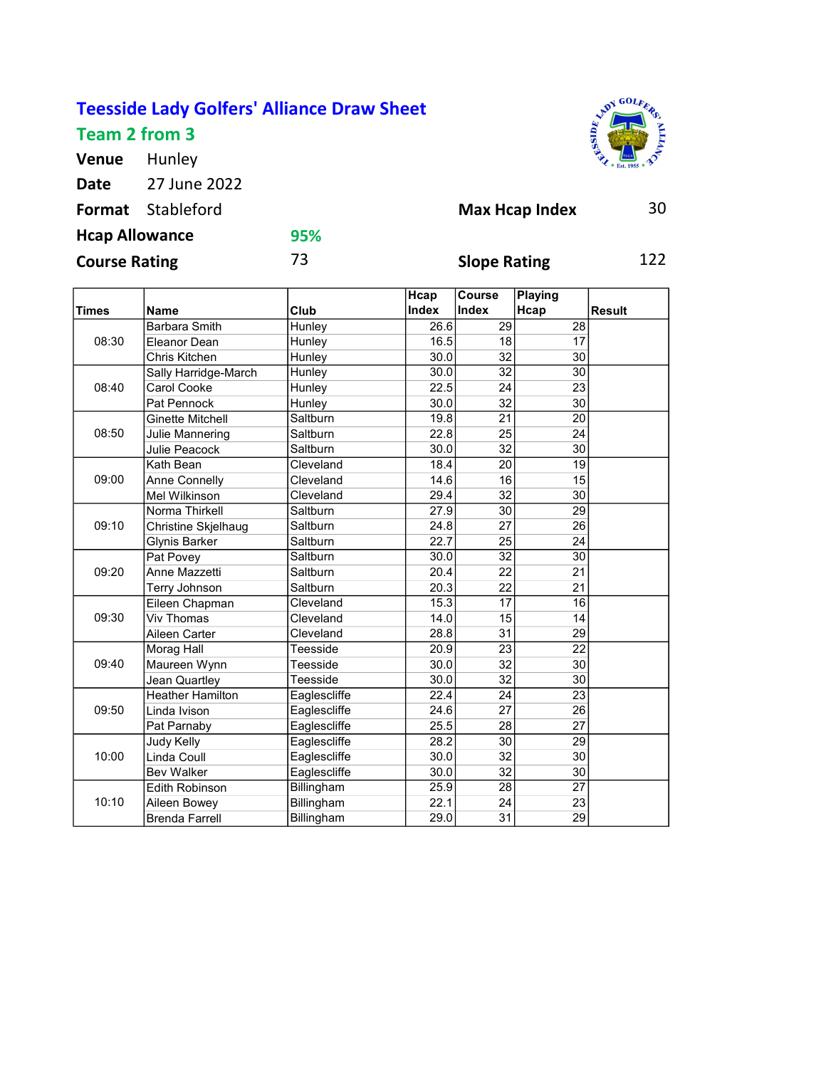# Teesside Lady Golfers' Alliance Draw Sheet

## Team 2 from 3

**Venue** Hunley

**Date** 27 June 2022

**Format** Stableford

**Max Hcap Index** 30

**Hcap Allowance** 95%

**Course Rating** 73

**Slope Rating** 122

| Times | Name | Club | Hcap Index | Course Index | Playing Hcap | Result |
|---|---|---|---|---|---|---|
| 08:30 | Barbara Smith | Hunley | 26.6 | 29 | 28 | |
| | Eleanor Dean | Hunley | 16.5 | 18 | 17 | |
| | Chris Kitchen | Hunley | 30.0 | 32 | 30 | |
| 08:40 | Sally Harridge-March | Hunley | 30.0 | 32 | 30 | |
| | Carol Cooke | Hunley | 22.5 | 24 | 23 | |
| | Pat Pennock | Hunley | 30.0 | 32 | 30 | |
| 08:50 | Ginette Mitchell | Saltburn | 19.8 | 21 | 20 | |
| | Julie Mannering | Saltburn | 22.8 | 25 | 24 | |
| | Julie Peacock | Saltburn | 30.0 | 32 | 30 | |
| 09:00 | Kath Bean | Cleveland | 18.4 | 20 | 19 | |
| | Anne Connelly | Cleveland | 14.6 | 16 | 15 | |
| | Mel Wilkinson | Cleveland | 29.4 | 32 | 30 | |
| 09:10 | Norma Thirkell | Saltburn | 27.9 | 30 | 29 | |
| | Christine Skjelhaug | Saltburn | 24.8 | 27 | 26 | |
| | Glynis Barker | Saltburn | 22.7 | 25 | 24 | |
| 09:20 | Pat Povey | Saltburn | 30.0 | 32 | 30 | |
| | Anne Mazzetti | Saltburn | 20.4 | 22 | 21 | |
| | Terry Johnson | Saltburn | 20.3 | 22 | 21 | |
| 09:30 | Eileen Chapman | Cleveland | 15.3 | 17 | 16 | |
| | Viv Thomas | Cleveland | 14.0 | 15 | 14 | |
| | Aileen Carter | Cleveland | 28.8 | 31 | 29 | |
| 09:40 | Morag Hall | Teesside | 20.9 | 23 | 22 | |
| | Maureen Wynn | Teesside | 30.0 | 32 | 30 | |
| | Jean Quartley | Teesside | 30.0 | 32 | 30 | |
| 09:50 | Heather Hamilton | Eaglescliffe | 22.4 | 24 | 23 | |
| | Linda Ivison | Eaglescliffe | 24.6 | 27 | 26 | |
| | Pat Parnaby | Eaglescliffe | 25.5 | 28 | 27 | |
| 10:00 | Judy Kelly | Eaglescliffe | 28.2 | 30 | 29 | |
| | Linda Coull | Eaglescliffe | 30.0 | 32 | 30 | |
| | Bev Walker | Eaglescliffe | 30.0 | 32 | 30 | |
| 10:10 | Edith Robinson | Billingham | 25.9 | 28 | 27 | |
| | Aileen Bowey | Billingham | 22.1 | 24 | 23 | |
| | Brenda Farrell | Billingham | 29.0 | 31 | 29 | |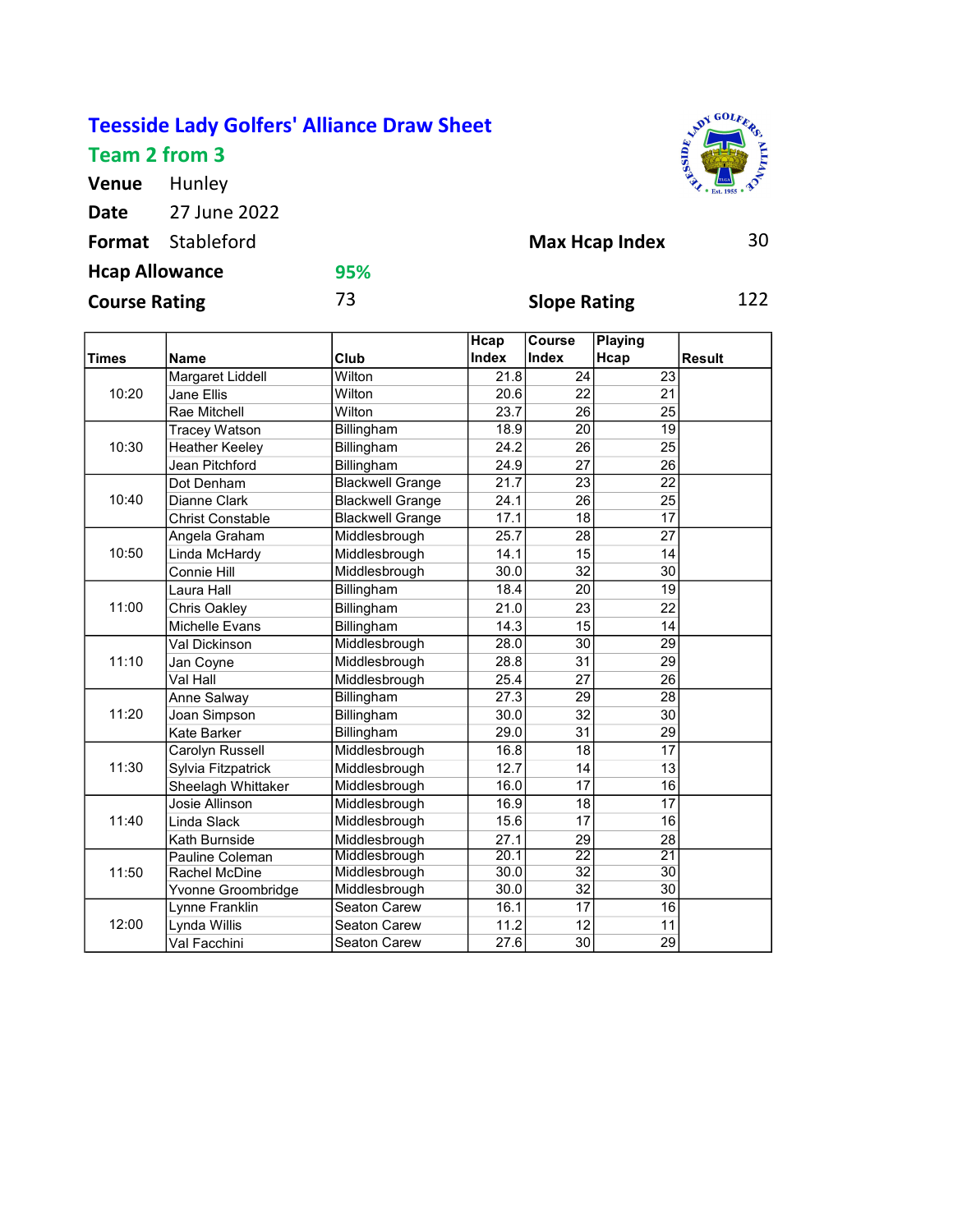# Teesside Lady Golfers' Alliance Draw Sheet

## Team 2 from 3

**Venue** Hunley

**Date** 27 June 2022

**Format** Stableford

**Max Hcap Index** 30

**Hcap Allowance** 95%

**Course Rating** 73

**Slope Rating** 122

| Times | Name | Club | Hcap Index | Course Index | Playing Hcap | Result |
|---|---|---|---|---|---|---|
| 10:20 | Margaret Liddell | Wilton | 21.8 | 24 | 23 | |
| | Jane Ellis | Wilton | 20.6 | 22 | 21 | |
| | Rae Mitchell | Wilton | 23.7 | 26 | 25 | |
| 10:30 | Tracey Watson | Billingham | 18.9 | 20 | 19 | |
| | Heather Keeley | Billingham | 24.2 | 26 | 25 | |
| | Jean Pitchford | Billingham | 24.9 | 27 | 26 | |
| 10:40 | Dot Denham | Blackwell Grange | 21.7 | 23 | 22 | |
| | Dianne Clark | Blackwell Grange | 24.1 | 26 | 25 | |
| | Christ Constable | Blackwell Grange | 17.1 | 18 | 17 | |
| 10:50 | Angela Graham | Middlesbrough | 25.7 | 28 | 27 | |
| | Linda McHardy | Middlesbrough | 14.1 | 15 | 14 | |
| | Connie Hill | Middlesbrough | 30.0 | 32 | 30 | |
| 11:00 | Laura Hall | Billingham | 18.4 | 20 | 19 | |
| | Chris Oakley | Billingham | 21.0 | 23 | 22 | |
| | Michelle Evans | Billingham | 14.3 | 15 | 14 | |
| 11:10 | Val Dickinson | Middlesbrough | 28.0 | 30 | 29 | |
| | Jan Coyne | Middlesbrough | 28.8 | 31 | 29 | |
| | Val Hall | Middlesbrough | 25.4 | 27 | 26 | |
| 11:20 | Anne Salway | Billingham | 27.3 | 29 | 28 | |
| | Joan Simpson | Billingham | 30.0 | 32 | 30 | |
| | Kate Barker | Billingham | 29.0 | 31 | 29 | |
| 11:30 | Carolyn Russell | Middlesbrough | 16.8 | 18 | 17 | |
| | Sylvia Fitzpatrick | Middlesbrough | 12.7 | 14 | 13 | |
| | Sheelagh Whittaker | Middlesbrough | 16.0 | 17 | 16 | |
| 11:40 | Josie Allinson | Middlesbrough | 16.9 | 18 | 17 | |
| | Linda Slack | Middlesbrough | 15.6 | 17 | 16 | |
| | Kath Burnside | Middlesbrough | 27.1 | 29 | 28 | |
| 11:50 | Pauline Coleman | Middlesbrough | 20.1 | 22 | 21 | |
| | Rachel McDine | Middlesbrough | 30.0 | 32 | 30 | |
| | Yvonne Groombridge | Middlesbrough | 30.0 | 32 | 30 | |
| 12:00 | Lynne Franklin | Seaton Carew | 16.1 | 17 | 16 | |
| | Lynda Willis | Seaton Carew | 11.2 | 12 | 11 | |
| | Val Facchini | Seaton Carew | 27.6 | 30 | 29 | |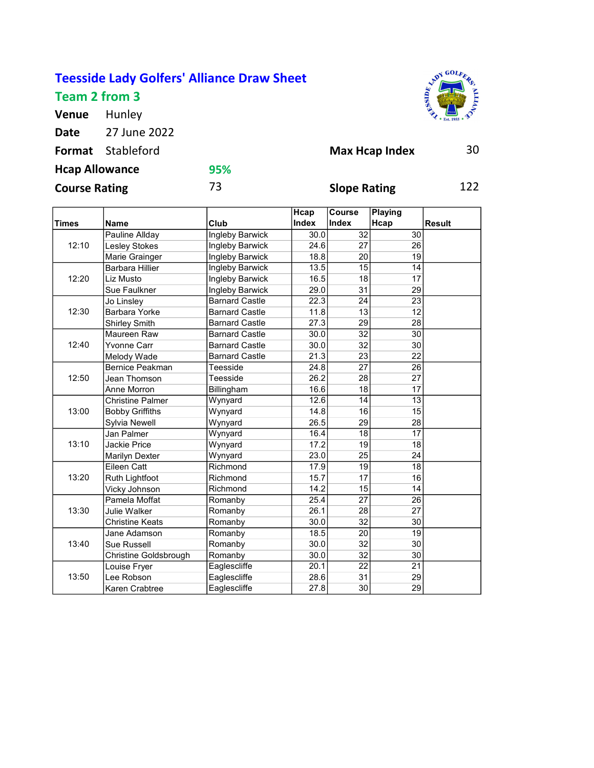# Teesside Lady Golfers' Alliance Draw Sheet

## Team 2 from 3

**Venue** Hunley

**Date** 27 June 2022

**Format** Stableford

**Max Hcap Index** 30

**Hcap Allowance** 95%

**Course Rating** 73

**Slope Rating** 122

| Times | Name | Club | Hcap Index | Course Index | Playing Hcap | Result |
|---|---|---|---|---|---|---|
| 12:10 | Pauline Allday | Ingleby Barwick | 30.0 | 32 | 30 | |
| | Lesley Stokes | Ingleby Barwick | 24.6 | 27 | 26 | |
| | Marie Grainger | Ingleby Barwick | 18.8 | 20 | 19 | |
| 12:20 | Barbara Hillier | Ingleby Barwick | 13.5 | 15 | 14 | |
| | Liz Musto | Ingleby Barwick | 16.5 | 18 | 17 | |
| | Sue Faulkner | Ingleby Barwick | 29.0 | 31 | 29 | |
| 12:30 | Jo Linsley | Barnard Castle | 22.3 | 24 | 23 | |
| | Barbara Yorke | Barnard Castle | 11.8 | 13 | 12 | |
| | Shirley Smith | Barnard Castle | 27.3 | 29 | 28 | |
| 12:40 | Maureen Raw | Barnard Castle | 30.0 | 32 | 30 | |
| | Yvonne Carr | Barnard Castle | 30.0 | 32 | 30 | |
| | Melody Wade | Barnard Castle | 21.3 | 23 | 22 | |
| 12:50 | Bernice Peakman | Teesside | 24.8 | 27 | 26 | |
| | Jean Thomson | Teesside | 26.2 | 28 | 27 | |
| | Anne Morron | Billingham | 16.6 | 18 | 17 | |
| 13:00 | Christine Palmer | Wynyard | 12.6 | 14 | 13 | |
| | Bobby Griffiths | Wynyard | 14.8 | 16 | 15 | |
| | Sylvia Newell | Wynyard | 26.5 | 29 | 28 | |
| 13:10 | Jan Palmer | Wynyard | 16.4 | 18 | 17 | |
| | Jackie Price | Wynyard | 17.2 | 19 | 18 | |
| | Marilyn Dexter | Wynyard | 23.0 | 25 | 24 | |
| 13:20 | Eileen Catt | Richmond | 17.9 | 19 | 18 | |
| | Ruth Lightfoot | Richmond | 15.7 | 17 | 16 | |
| | Vicky Johnson | Richmond | 14.2 | 15 | 14 | |
| 13:30 | Pamela Moffat | Romanby | 25.4 | 27 | 26 | |
| | Julie Walker | Romanby | 26.1 | 28 | 27 | |
| | Christine Keats | Romanby | 30.0 | 32 | 30 | |
| 13:40 | Jane Adamson | Romanby | 18.5 | 20 | 19 | |
| | Sue Russell | Romanby | 30.0 | 32 | 30 | |
| | Christine Goldsbrough | Romanby | 30.0 | 32 | 30 | |
| 13:50 | Louise Fryer | Eaglescliffe | 20.1 | 22 | 21 | |
| | Lee Robson | Eaglescliffe | 28.6 | 31 | 29 | |
| | Karen Crabtree | Eaglescliffe | 27.8 | 30 | 29 | |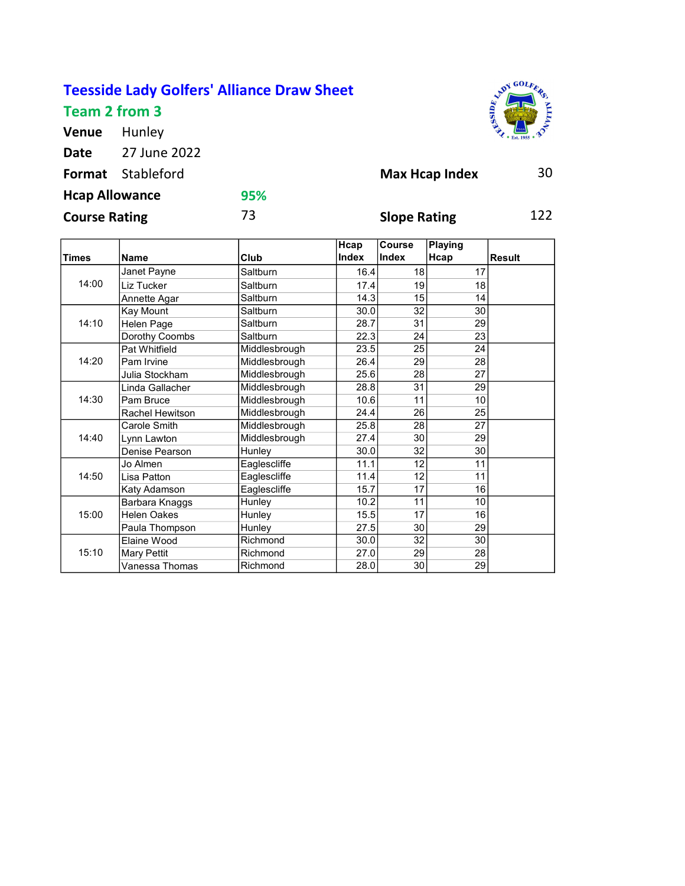# Teesside Lady Golfers' Alliance Draw Sheet

## Team 2 from 3

**Venue** Hunley

**Date** 27 June 2022

**Format** Stableford

**Max Hcap Index** 30

**Hcap Allowance** 95%

**Course Rating** 73

**Slope Rating** 122

| Times | Name | Club | Hcap Index | Course Index | Playing Hcap | Result |
|---|---|---|---|---|---|---|
| 14:00 | Janet Payne | Saltburn | 16.4 | 18 | 17 | |
| | Liz Tucker | Saltburn | 17.4 | 19 | 18 | |
| | Annette Agar | Saltburn | 14.3 | 15 | 14 | |
| 14:10 | Kay Mount | Saltburn | 30.0 | 32 | 30 | |
| | Helen Page | Saltburn | 28.7 | 31 | 29 | |
| | Dorothy Coombs | Saltburn | 22.3 | 24 | 23 | |
| 14:20 | Pat Whitfield | Middlesbrough | 23.5 | 25 | 24 | |
| | Pam Irvine | Middlesbrough | 26.4 | 29 | 28 | |
| | Julia Stockham | Middlesbrough | 25.6 | 28 | 27 | |
| 14:30 | Linda Gallacher | Middlesbrough | 28.8 | 31 | 29 | |
| | Pam Bruce | Middlesbrough | 10.6 | 11 | 10 | |
| | Rachel Hewitson | Middlesbrough | 24.4 | 26 | 25 | |
| 14:40 | Carole Smith | Middlesbrough | 25.8 | 28 | 27 | |
| | Lynn Lawton | Middlesbrough | 27.4 | 30 | 29 | |
| | Denise Pearson | Hunley | 30.0 | 32 | 30 | |
| 14:50 | Jo Almen | Eaglescliffe | 11.1 | 12 | 11 | |
| | Lisa Patton | Eaglescliffe | 11.4 | 12 | 11 | |
| | Katy Adamson | Eaglescliffe | 15.7 | 17 | 16 | |
| 15:00 | Barbara Knaggs | Hunley | 10.2 | 11 | 10 | |
| | Helen Oakes | Hunley | 15.5 | 17 | 16 | |
| | Paula Thompson | Hunley | 27.5 | 30 | 29 | |
| 15:10 | Elaine Wood | Richmond | 30.0 | 32 | 30 | |
| | Mary Pettit | Richmond | 27.0 | 29 | 28 | |
| | Vanessa Thomas | Richmond | 28.0 | 30 | 29 | |